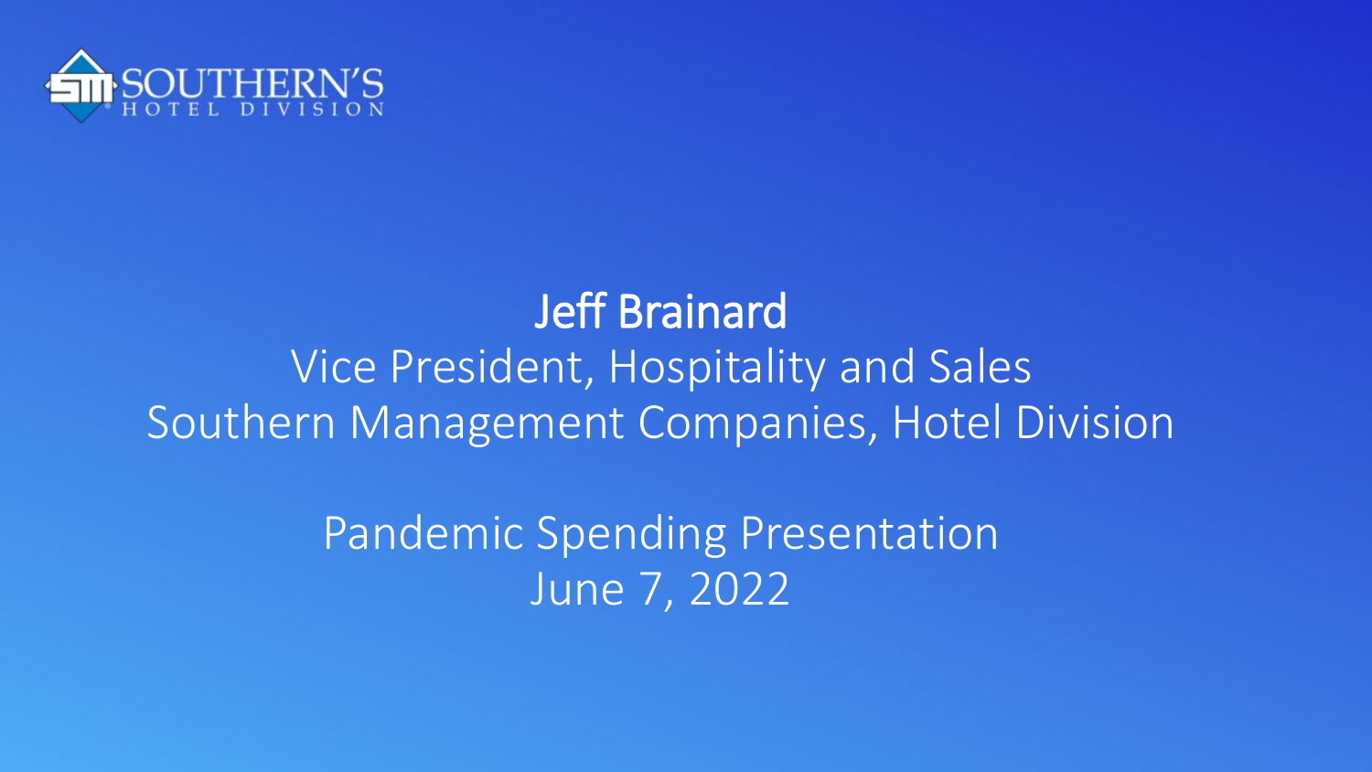SOUTHERN'S
HOTEL DIVISION

# Jeff Brainard

Vice President, Hospitality and Sales
Southern Management Companies, Hotel Division

Pandemic Spending Presentation
June 7, 2022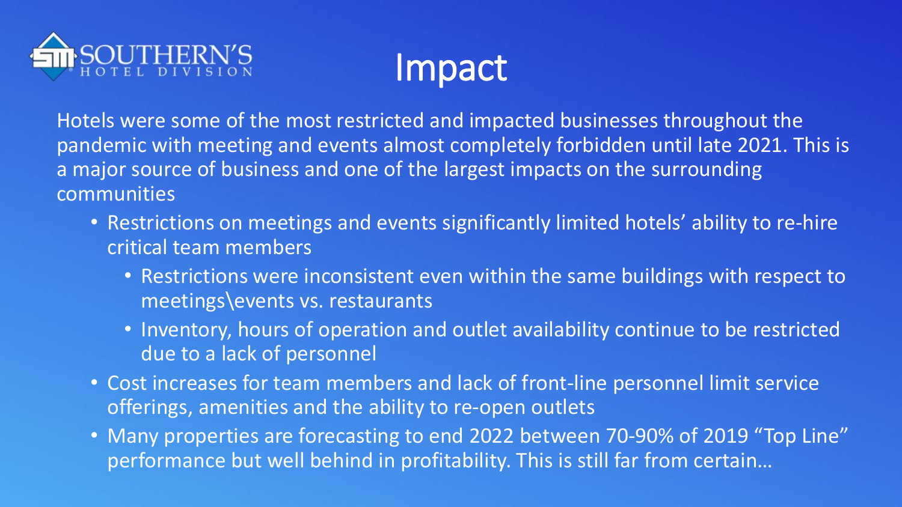SOUTHERN'S
HOTEL DIVISION

# Impact

Hotels were some of the most restricted and impacted businesses throughout the pandemic with meeting and events almost completely forbidden until late 2021. This is a major source of business and one of the largest impacts on the surrounding communities

- Restrictions on meetings and events significantly limited hotels' ability to re-hire critical team members
  - Restrictions were inconsistent even within the same buildings with respect to meetings\events vs. restaurants
  - Inventory, hours of operation and outlet availability continue to be restricted due to a lack of personnel
- Cost increases for team members and lack of front-line personnel limit service offerings, amenities and the ability to re-open outlets
- Many properties are forecasting to end 2022 between 70-90% of 2019 "Top Line" performance but well behind in profitability. This is still far from certain…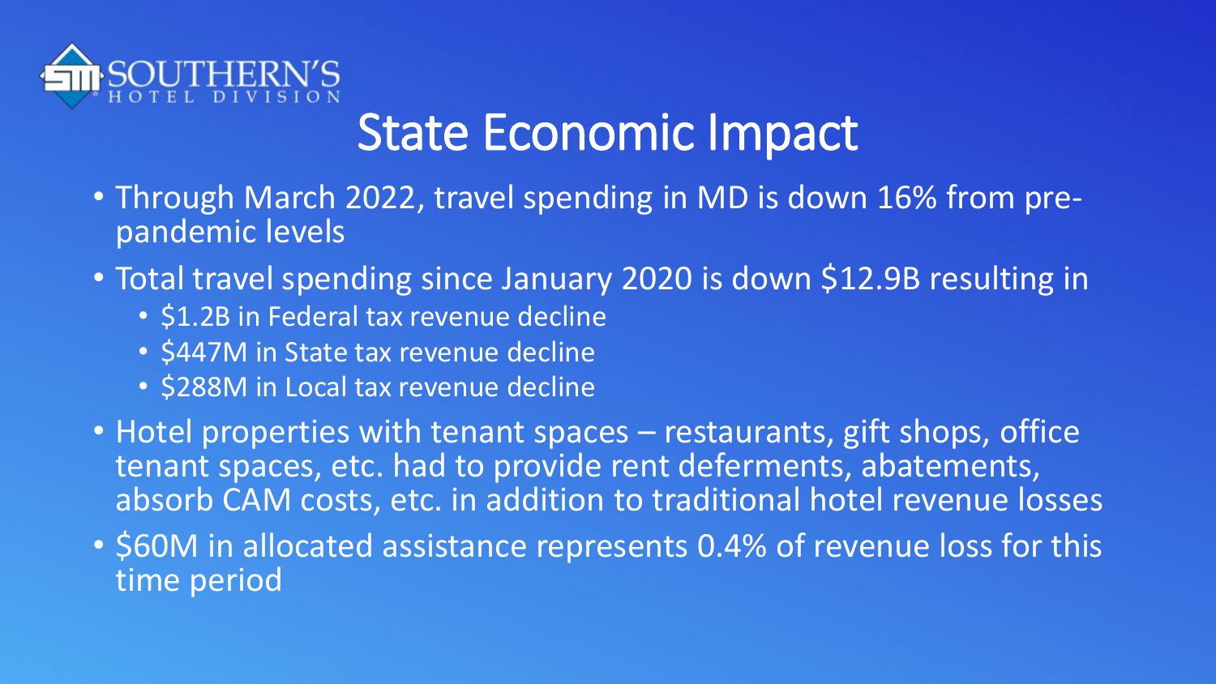# State Economic Impact

- Through March 2022, travel spending in MD is down 16% from pre-pandemic levels
- Total travel spending since January 2020 is down $12.9B resulting in
  - $1.2B in Federal tax revenue decline
  - $447M in State tax revenue decline
  - $288M in Local tax revenue decline
- Hotel properties with tenant spaces – restaurants, gift shops, office tenant spaces, etc. had to provide rent deferments, abatements, absorb CAM costs, etc. in addition to traditional hotel revenue losses
- $60M in allocated assistance represents 0.4% of revenue loss for this time period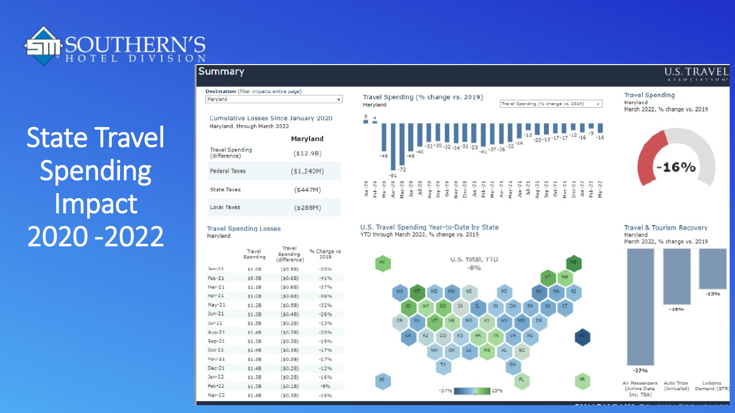# State Travel Spending Impact 2020 -2022

## Summary

**Destination** (filter impacts entire page): Maryland

### Cumulative Losses Since January 2020

Maryland, through March 2022

| | Maryland |
|---|---|
| Travel Spending (difference) | ($12.9B) |
| Federal Taxes | ($1,240M) |
| State Taxes | ($447M) |
| Local Taxes | ($288M) |

### Travel Spending Losses

Maryland

| | Travel Spending | Travel Spending (difference) | % Change vs 2019 |
|---|---|---|---|
| Jan-21 | $1.0B | ($0.5B) | -33% |
| Feb-21 | $0.9B | ($0.6B) | -41% |
| Mar-21 | $1.1B | ($0.6B) | -37% |
| Apr-21 | $1.0B | ($0.6B) | -36% |
| May-21 | $1.2B | ($0.5B) | -32% |
| Jun-21 | $1.3B | ($0.4B) | -26% |
| Jul-21 | $1.5B | ($0.2B) | -13% |
| Aug-21 | $1.4B | ($0.3B) | -20% |
| Sep-21 | $1.3B | ($0.3B) | -19% |
| Oct-21 | $1.4B | ($0.3B) | -17% |
| Nov-21 | $1.3B | ($0.3B) | -17% |
| Dec-21 | $1.4B | ($0.2B) | -12% |
| Jan-22 | $1.3B | ($0.2B) | -16% |
| Feb-22 | $1.3B | ($0.1B) | -9% |
| Mar-22 | $1.4B | ($0.3B) | -16% |

### Travel Spending (% change vs. 2019)

Maryland

| Jan-20 | Feb-20 | Mar-20 | Apr-20 | May-20 | Jun-20 | Jul-20 | Aug-20 | Sep-20 | Oct-20 | Nov-20 | Dec-20 | Jan-21 | Feb-21 | Mar-21 | Apr-21 | May-21 | Jun-21 | Jul-21 | Aug-21 | Sep-21 | Oct-21 | Nov-21 | Dec-21 | Jan-22 | Feb-22 | Mar-22 |
|---|---|---|---|---|---|---|---|---|---|---|---|---|---|---|---|---|---|---|---|---|---|---|---|---|---|---|
| 5 | 4 | -48 | -81 | -72 | -48 | -40 | -32 | -30 | -32 | -34 | -31 | -33 | -41 | -37 | -36 | -32 | -26 | -13 | -20 | -19 | -17 | -17 | -12 | -16 | -9 | -16 |

### Travel Spending

Maryland

March 2022, % change vs. 2019

-16%

### U.S. Travel Spending Year-to-Date by State

YTD through March 2022, % change vs. 2019

U.S. total, YTD: -8%

Scale: -37% to 25%

### Travel & Tourism Recovery

Maryland

March 2022, % change vs. 2019

| Air Passengers (Airline Data Inc; TSA) | Auto Trips (Arrivalist) | Lodging Demand (STR) |
|---|---|---|
| -37% | -18% | -13% |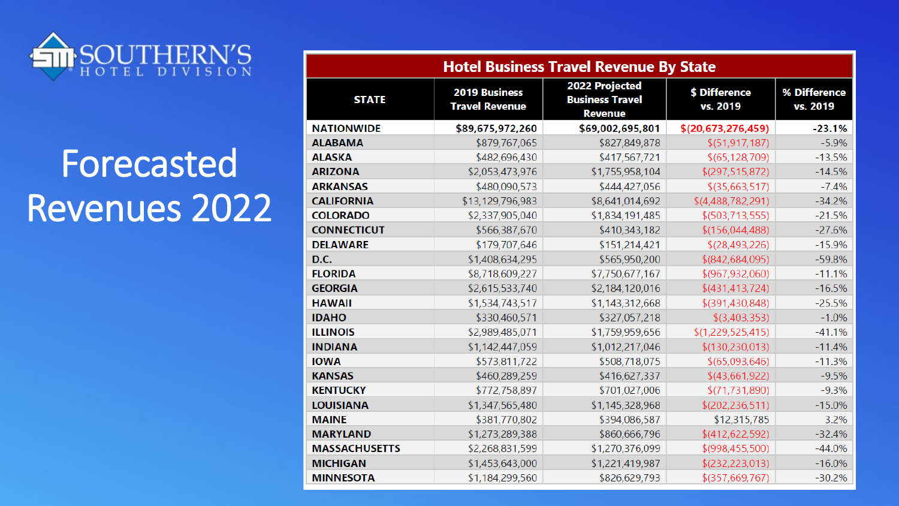SOUTHERN'S HOTEL DIVISION

# Forecasted Revenues 2022

| Hotel Business Travel Revenue By State | | | | |
|---|---|---|---|---|
| STATE | 2019 Business Travel Revenue | 2022 Projected Business Travel Revenue | $ Difference vs. 2019 | % Difference vs. 2019 |
| **NATIONWIDE** | **$89,675,972,260** | **$69,002,695,801** | **$(20,673,276,459)** | **-23.1%** |
| **ALABAMA** | $879,767,065 | $827,849,878 | $(51,917,187) | -5.9% |
| **ALASKA** | $482,696,430 | $417,567,721 | $(65,128,709) | -13.5% |
| **ARIZONA** | $2,053,473,976 | $1,755,958,104 | $(297,515,872) | -14.5% |
| **ARKANSAS** | $480,090,573 | $444,427,056 | $(35,663,517) | -7.4% |
| **CALIFORNIA** | $13,129,796,983 | $8,641,014,692 | $(4,488,782,291) | -34.2% |
| **COLORADO** | $2,337,905,040 | $1,834,191,485 | $(503,713,555) | -21.5% |
| **CONNECTICUT** | $566,387,670 | $410,343,182 | $(156,044,488) | -27.6% |
| **DELAWARE** | $179,707,646 | $151,214,421 | $(28,493,226) | -15.9% |
| **D.C.** | $1,408,634,295 | $565,950,200 | $(842,684,095) | -59.8% |
| **FLORIDA** | $8,718,609,227 | $7,750,677,167 | $(967,932,060) | -11.1% |
| **GEORGIA** | $2,615,533,740 | $2,184,120,016 | $(431,413,724) | -16.5% |
| **HAWAII** | $1,534,743,517 | $1,143,312,668 | $(391,430,848) | -25.5% |
| **IDAHO** | $330,460,571 | $327,057,218 | $(3,403,353) | -1.0% |
| **ILLINOIS** | $2,989,485,071 | $1,759,959,656 | $(1,229,525,415) | -41.1% |
| **INDIANA** | $1,142,447,059 | $1,012,217,046 | $(130,230,013) | -11.4% |
| **IOWA** | $573,811,722 | $508,718,075 | $(65,093,646) | -11.3% |
| **KANSAS** | $460,289,259 | $416,627,337 | $(43,661,922) | -9.5% |
| **KENTUCKY** | $772,758,897 | $701,027,006 | $(71,731,890) | -9.3% |
| **LOUISIANA** | $1,347,565,480 | $1,145,328,968 | $(202,236,511) | -15.0% |
| **MAINE** | $381,770,802 | $394,086,587 | $12,315,785 | 3.2% |
| **MARYLAND** | $1,273,289,388 | $860,666,796 | $(412,622,592) | -32.4% |
| **MASSACHUSETTS** | $2,268,831,599 | $1,270,376,099 | $(998,455,500) | -44.0% |
| **MICHIGAN** | $1,453,643,000 | $1,221,419,987 | $(232,223,013) | -16.0% |
| **MINNESOTA** | $1,184,299,560 | $826,629,793 | $(357,669,767) | -30.2% |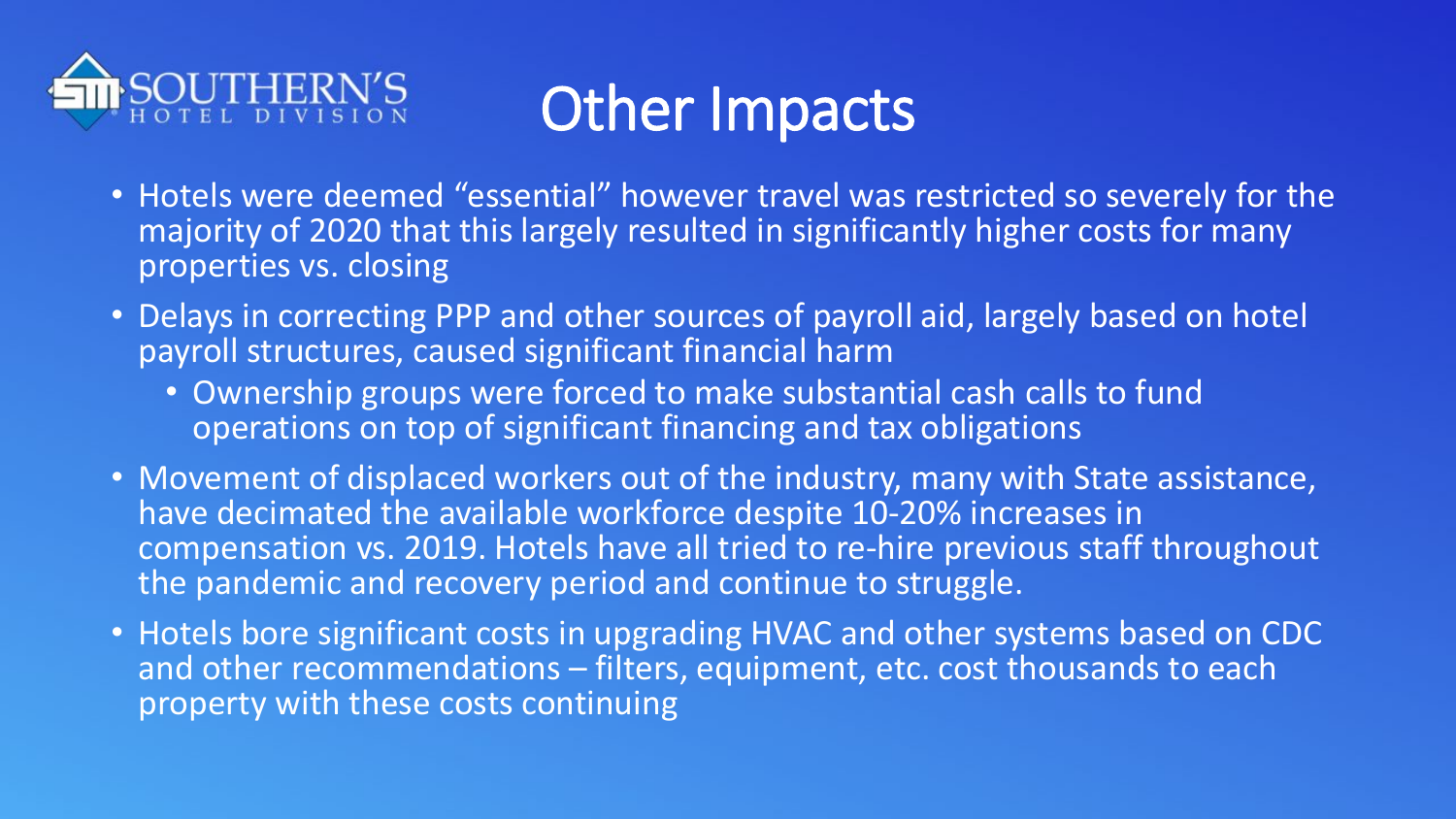# Other Impacts

- Hotels were deemed "essential" however travel was restricted so severely for the majority of 2020 that this largely resulted in significantly higher costs for many properties vs. closing
- Delays in correcting PPP and other sources of payroll aid, largely based on hotel payroll structures, caused significant financial harm
  - Ownership groups were forced to make substantial cash calls to fund operations on top of significant financing and tax obligations
- Movement of displaced workers out of the industry, many with State assistance, have decimated the available workforce despite 10-20% increases in compensation vs. 2019. Hotels have all tried to re-hire previous staff throughout the pandemic and recovery period and continue to struggle.
- Hotels bore significant costs in upgrading HVAC and other systems based on CDC and other recommendations – filters, equipment, etc. cost thousands to each property with these costs continuing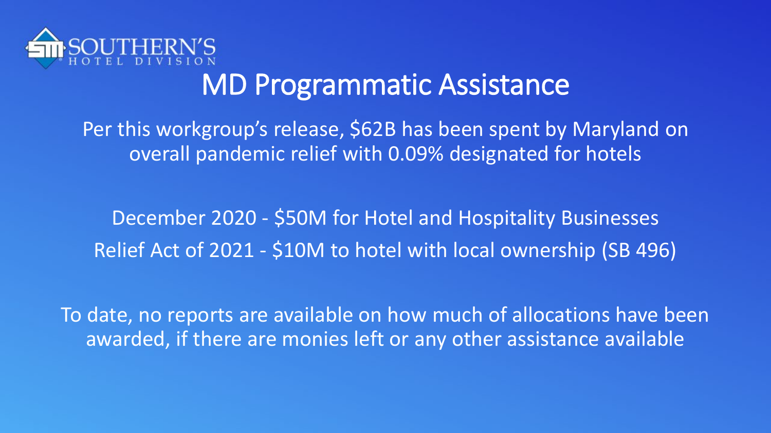SOUTHERN'S HOTEL DIVISION

# MD Programmatic Assistance

Per this workgroup's release, $62B has been spent by Maryland on overall pandemic relief with 0.09% designated for hotels

December 2020 - $50M for Hotel and Hospitality Businesses

Relief Act of 2021 - $10M to hotel with local ownership (SB 496)

To date, no reports are available on how much of allocations have been awarded, if there are monies left or any other assistance available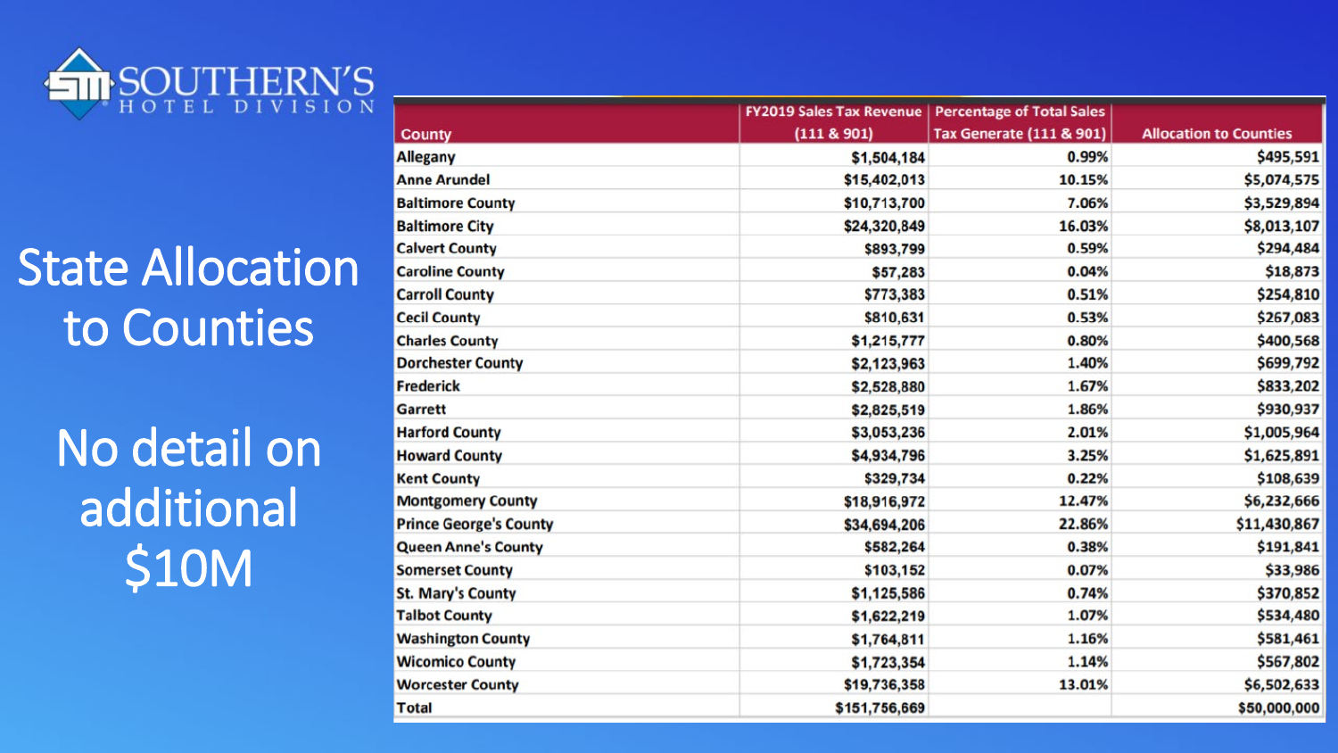SOUTHERN'S HOTEL DIVISION

# State Allocation to Counties

## No detail on additional $10M

| County | FY2019 Sales Tax Revenue (111 & 901) | Percentage of Total Sales Tax Generate (111 & 901) | Allocation to Counties |
|---|---|---|---|
| Allegany | $1,504,184 | 0.99% | $495,591 |
| Anne Arundel | $15,402,013 | 10.15% | $5,074,575 |
| Baltimore County | $10,713,700 | 7.06% | $3,529,894 |
| Baltimore City | $24,320,849 | 16.03% | $8,013,107 |
| Calvert County | $893,799 | 0.59% | $294,484 |
| Caroline County | $57,283 | 0.04% | $18,873 |
| Carroll County | $773,383 | 0.51% | $254,810 |
| Cecil County | $810,631 | 0.53% | $267,083 |
| Charles County | $1,215,777 | 0.80% | $400,568 |
| Dorchester County | $2,123,963 | 1.40% | $699,792 |
| Frederick | $2,528,880 | 1.67% | $833,202 |
| Garrett | $2,825,519 | 1.86% | $930,937 |
| Harford County | $3,053,236 | 2.01% | $1,005,964 |
| Howard County | $4,934,796 | 3.25% | $1,625,891 |
| Kent County | $329,734 | 0.22% | $108,639 |
| Montgomery County | $18,916,972 | 12.47% | $6,232,666 |
| Prince George's County | $34,694,206 | 22.86% | $11,430,867 |
| Queen Anne's County | $582,264 | 0.38% | $191,841 |
| Somerset County | $103,152 | 0.07% | $33,986 |
| St. Mary's County | $1,125,586 | 0.74% | $370,852 |
| Talbot County | $1,622,219 | 1.07% | $534,480 |
| Washington County | $1,764,811 | 1.16% | $581,461 |
| Wicomico County | $1,723,354 | 1.14% | $567,802 |
| Worcester County | $19,736,358 | 13.01% | $6,502,633 |
| Total | $151,756,669 | | $50,000,000 |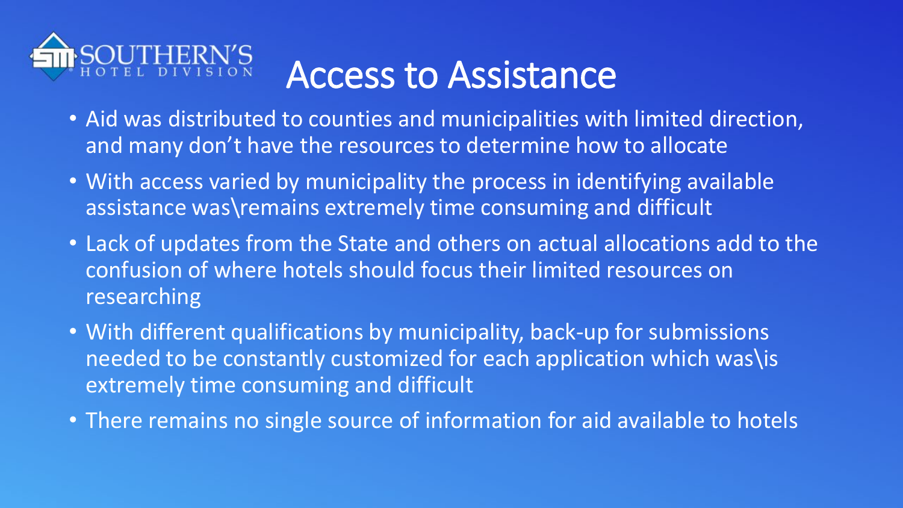# Access to Assistance

- Aid was distributed to counties and municipalities with limited direction, and many don't have the resources to determine how to allocate
- With access varied by municipality the process in identifying available assistance was\remains extremely time consuming and difficult
- Lack of updates from the State and others on actual allocations add to the confusion of where hotels should focus their limited resources on researching
- With different qualifications by municipality, back-up for submissions needed to be constantly customized for each application which was\is extremely time consuming and difficult
- There remains no single source of information for aid available to hotels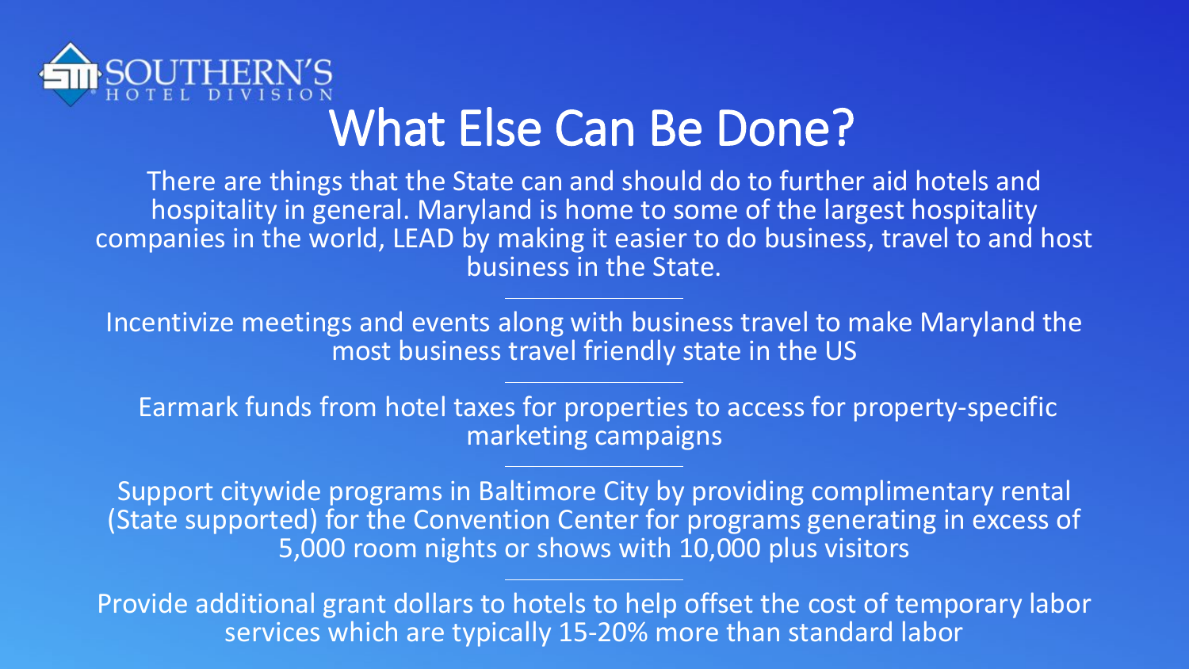SOUTHERN'S HOTEL DIVISION

# What Else Can Be Done?

There are things that the State can and should do to further aid hotels and hospitality in general. Maryland is home to some of the largest hospitality companies in the world, LEAD by making it easier to do business, travel to and host business in the State.

---

Incentivize meetings and events along with business travel to make Maryland the most business travel friendly state in the US

---

Earmark funds from hotel taxes for properties to access for property-specific marketing campaigns

---

Support citywide programs in Baltimore City by providing complimentary rental (State supported) for the Convention Center for programs generating in excess of 5,000 room nights or shows with 10,000 plus visitors

---

Provide additional grant dollars to hotels to help offset the cost of temporary labor services which are typically 15-20% more than standard labor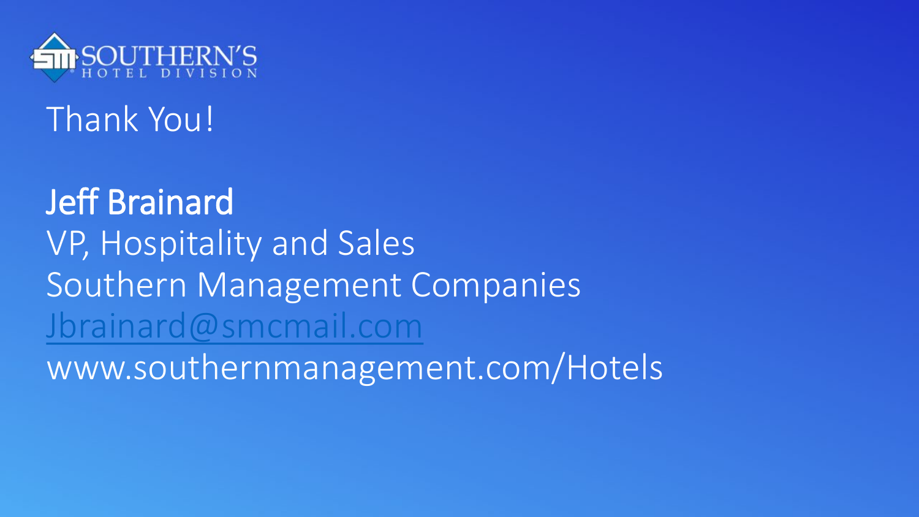SOUTHERN'S
HOTEL DIVISION

# Thank You!

**Jeff Brainard**
VP, Hospitality and Sales
Southern Management Companies
Jbrainard@smcmail.com
www.southernmanagement.com/Hotels